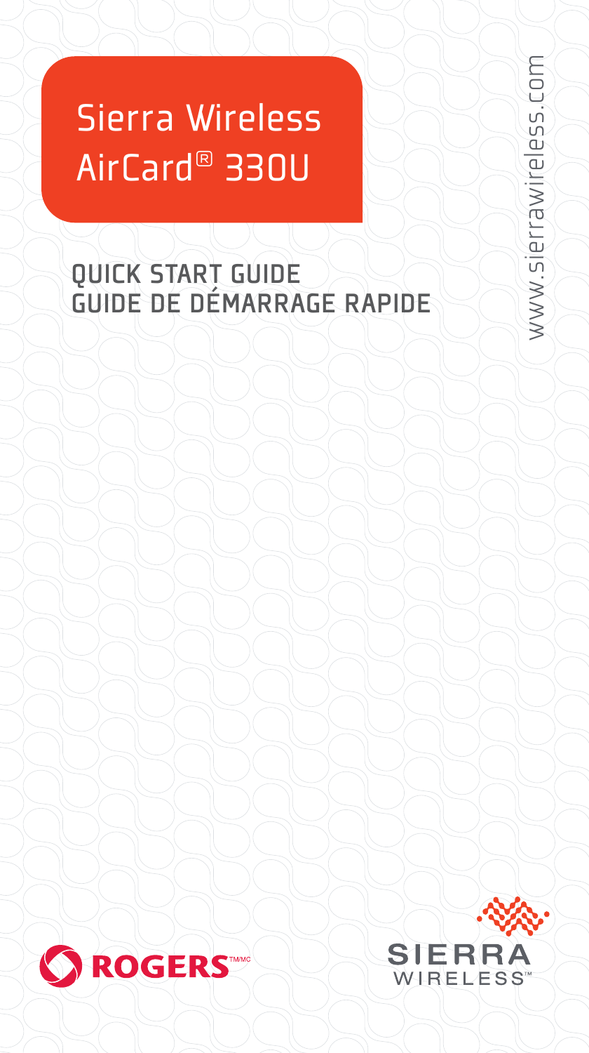# Sierra Wireless AirCard® 330U

## QUICK START GUIDE
## GUIDE DE DÉMARRAGE RAPIDE

www.sierrawireless.com

ROGERS™/MC

SIERRA WIRELESS™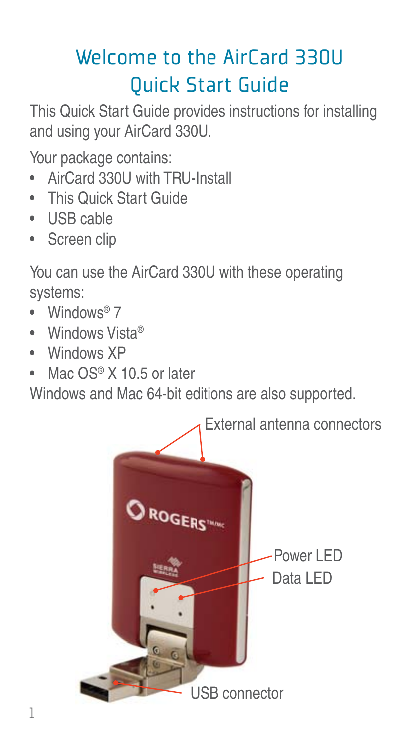# Welcome to the AirCard 330U Quick Start Guide

This Quick Start Guide provides instructions for installing and using your AirCard 330U.

Your package contains:

- AirCard 330U with TRU-Install
- This Quick Start Guide
- USB cable
- Screen clip

You can use the AirCard 330U with these operating systems:

- Windows® 7
- Windows Vista®
- Windows XP
- Mac OS® X 10.5 or later

Windows and Mac 64-bit editions are also supported.

External antenna connectors

Power LED

Data LED

USB connector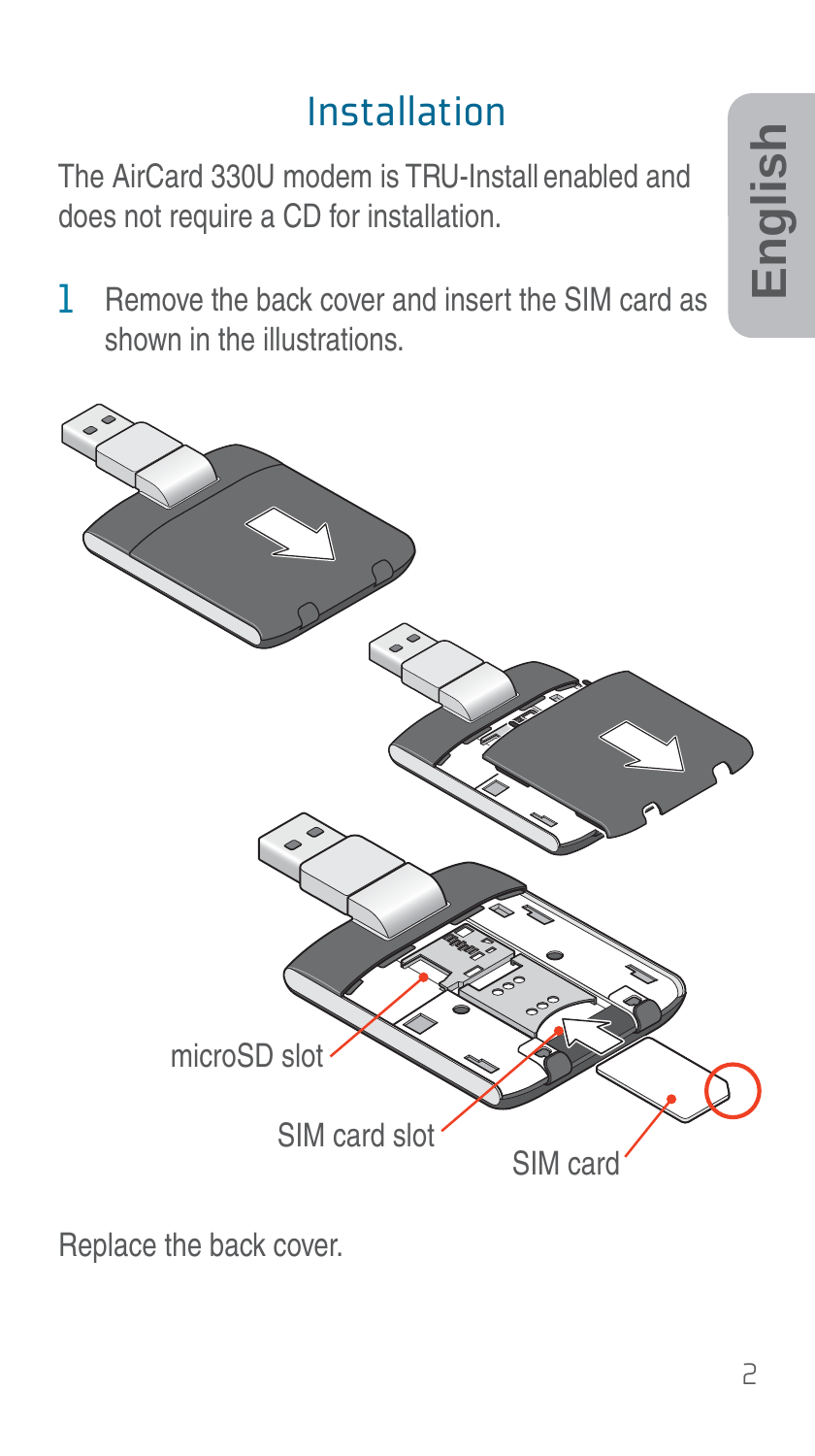# Installation

The AirCard 330U modem is TRU-Install enabled and does not require a CD for installation.

1 Remove the back cover and insert the SIM card as shown in the illustrations.

microSD slot

SIM card slot

SIM card

Replace the back cover.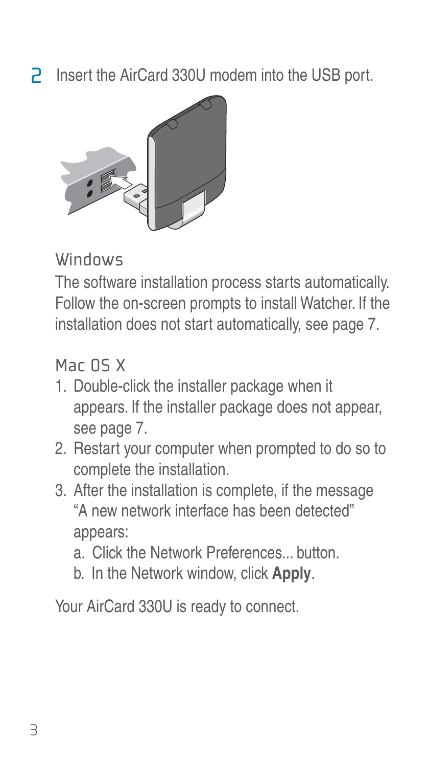## 2 Insert the AirCard 330U modem into the USB port.

### Windows

The software installation process starts automatically. Follow the on-screen prompts to install Watcher. If the installation does not start automatically, see page 7.

### Mac OS X

1. Double-click the installer package when it appears. If the installer package does not appear, see page 7.
2. Restart your computer when prompted to do so to complete the installation.
3. After the installation is complete, if the message "A new network interface has been detected" appears:
   a. Click the Network Preferences... button.
   b. In the Network window, click **Apply**.

Your AirCard 330U is ready to connect.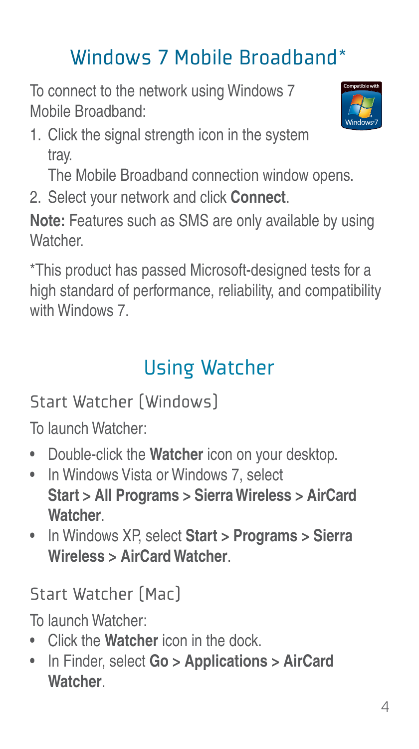## Windows 7 Mobile Broadband*

To connect to the network using Windows 7 Mobile Broadband:

1. Click the signal strength icon in the system tray.

   The Mobile Broadband connection window opens.
2. Select your network and click **Connect**.

**Note:** Features such as SMS are only available by using Watcher.

*This product has passed Microsoft-designed tests for a high standard of performance, reliability, and compatibility with Windows 7.

## Using Watcher

### Start Watcher (Windows)

To launch Watcher:

- Double-click the **Watcher** icon on your desktop.
- In Windows Vista or Windows 7, select **Start > All Programs > Sierra Wireless > AirCard Watcher**.
- In Windows XP, select **Start > Programs > Sierra Wireless > AirCard Watcher**.

### Start Watcher (Mac)

To launch Watcher:

- Click the **Watcher** icon in the dock.
- In Finder, select **Go > Applications > AirCard Watcher**.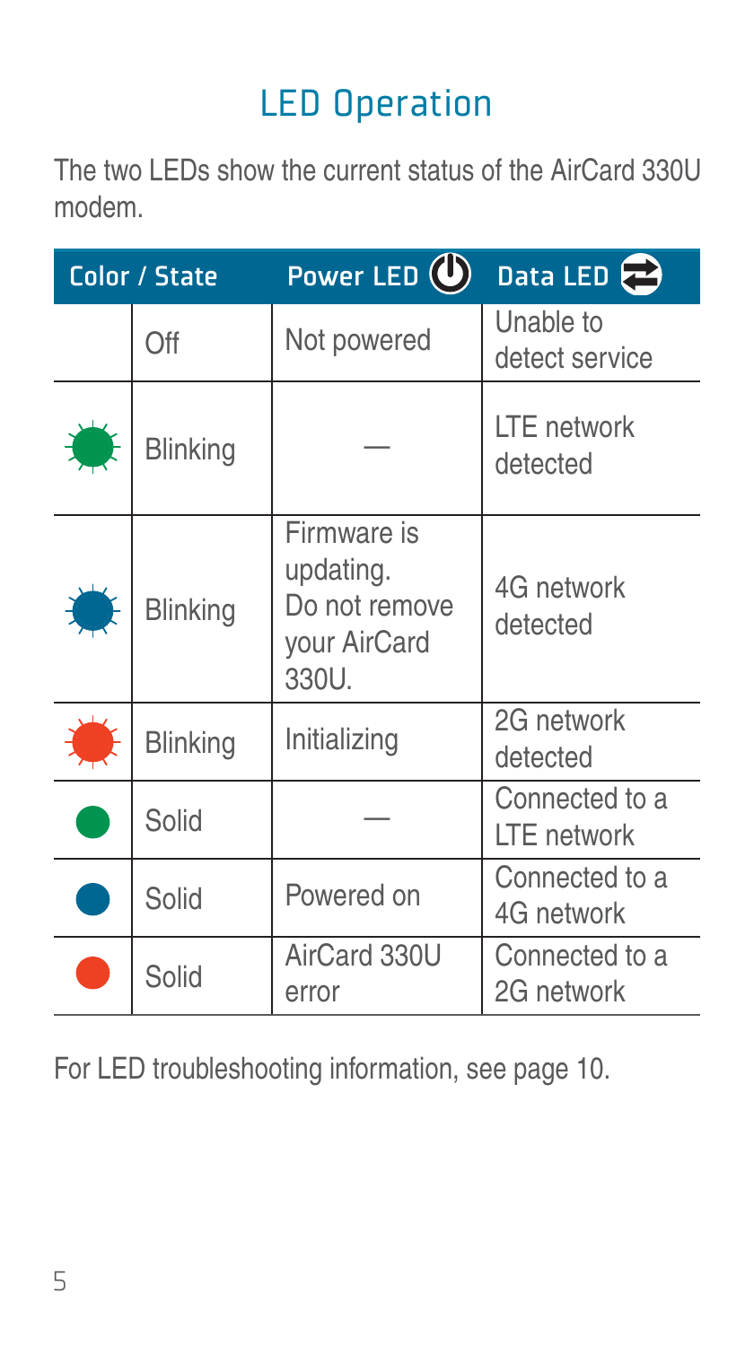## LED Operation

The two LEDs show the current status of the AirCard 330U modem.

| Color / State | | Power LED | Data LED |
|---|---|---|---|
| | Off | Not powered | Unable to detect service |
| Green | Blinking | — | LTE network detected |
| Blue | Blinking | Firmware is updating. Do not remove your AirCard 330U. | 4G network detected |
| Red | Blinking | Initializing | 2G network detected |
| Green | Solid | — | Connected to a LTE network |
| Blue | Solid | Powered on | Connected to a 4G network |
| Red | Solid | AirCard 330U error | Connected to a 2G network |

For LED troubleshooting information, see page 10.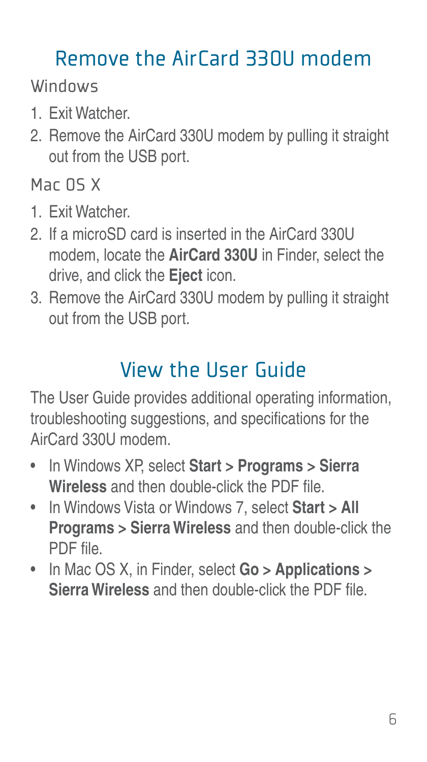## Remove the AirCard 330U modem

### Windows

1. Exit Watcher.
2. Remove the AirCard 330U modem by pulling it straight out from the USB port.

### Mac OS X

1. Exit Watcher.
2. If a microSD card is inserted in the AirCard 330U modem, locate the **AirCard 330U** in Finder, select the drive, and click the **Eject** icon.
3. Remove the AirCard 330U modem by pulling it straight out from the USB port.

## View the User Guide

The User Guide provides additional operating information, troubleshooting suggestions, and specifications for the AirCard 330U modem.

- In Windows XP, select **Start > Programs > Sierra Wireless** and then double-click the PDF file.
- In Windows Vista or Windows 7, select **Start > All Programs > Sierra Wireless** and then double-click the PDF file.
- In Mac OS X, in Finder, select **Go > Applications > Sierra Wireless** and then double-click the PDF file.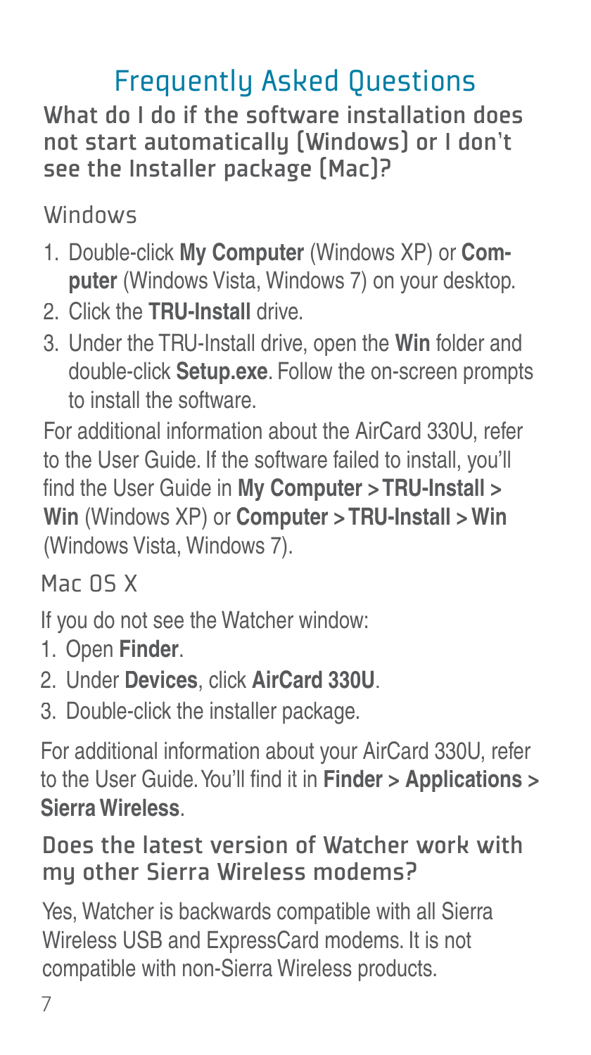# Frequently Asked Questions

## What do I do if the software installation does not start automatically (Windows) or I don't see the Installer package (Mac)?

### Windows

1. Double-click **My Computer** (Windows XP) or **Computer** (Windows Vista, Windows 7) on your desktop.
2. Click the **TRU-Install** drive.
3. Under the TRU-Install drive, open the **Win** folder and double-click **Setup.exe**. Follow the on-screen prompts to install the software.

For additional information about the AirCard 330U, refer to the User Guide. If the software failed to install, you'll find the User Guide in **My Computer > TRU-Install > Win** (Windows XP) or **Computer > TRU-Install > Win** (Windows Vista, Windows 7).

### Mac OS X

If you do not see the Watcher window:

1. Open **Finder**.
2. Under **Devices**, click **AirCard 330U**.
3. Double-click the installer package.

For additional information about your AirCard 330U, refer to the User Guide. You'll find it in **Finder > Applications > Sierra Wireless**.

## Does the latest version of Watcher work with my other Sierra Wireless modems?

Yes, Watcher is backwards compatible with all Sierra Wireless USB and ExpressCard modems. It is not compatible with non-Sierra Wireless products.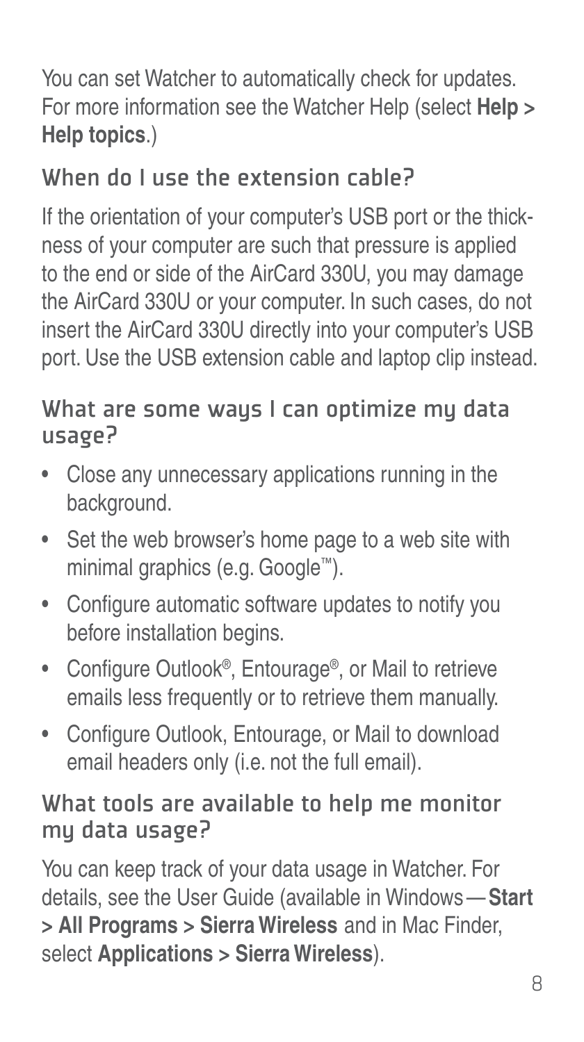You can set Watcher to automatically check for updates. For more information see the Watcher Help (select **Help > Help topics**.)

## When do I use the extension cable?

If the orientation of your computer's USB port or the thickness of your computer are such that pressure is applied to the end or side of the AirCard 330U, you may damage the AirCard 330U or your computer. In such cases, do not insert the AirCard 330U directly into your computer's USB port. Use the USB extension cable and laptop clip instead.

## What are some ways I can optimize my data usage?

- Close any unnecessary applications running in the background.
- Set the web browser's home page to a web site with minimal graphics (e.g. Google™).
- Configure automatic software updates to notify you before installation begins.
- Configure Outlook®, Entourage®, or Mail to retrieve emails less frequently or to retrieve them manually.
- Configure Outlook, Entourage, or Mail to download email headers only (i.e. not the full email).

## What tools are available to help me monitor my data usage?

You can keep track of your data usage in Watcher. For details, see the User Guide (available in Windows—**Start > All Programs > Sierra Wireless** and in Mac Finder, select **Applications > Sierra Wireless**).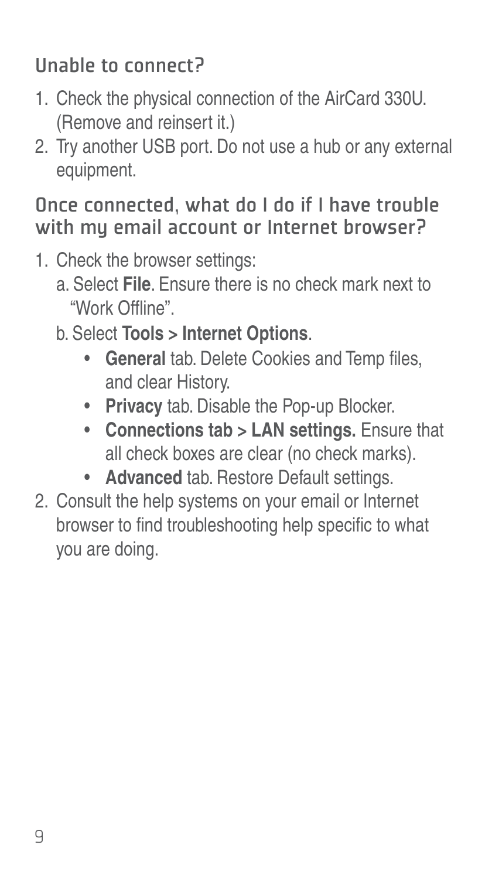## Unable to connect?

1. Check the physical connection of the AirCard 330U. (Remove and reinsert it.)
2. Try another USB port. Do not use a hub or any external equipment.

## Once connected, what do I do if I have trouble with my email account or Internet browser?

1. Check the browser settings:
   a. Select **File**. Ensure there is no check mark next to "Work Offline".
   b. Select **Tools > Internet Options**.
      - **General** tab. Delete Cookies and Temp files, and clear History.
      - **Privacy** tab. Disable the Pop-up Blocker.
      - **Connections tab > LAN settings.** Ensure that all check boxes are clear (no check marks).
      - **Advanced** tab. Restore Default settings.
2. Consult the help systems on your email or Internet browser to find troubleshooting help specific to what you are doing.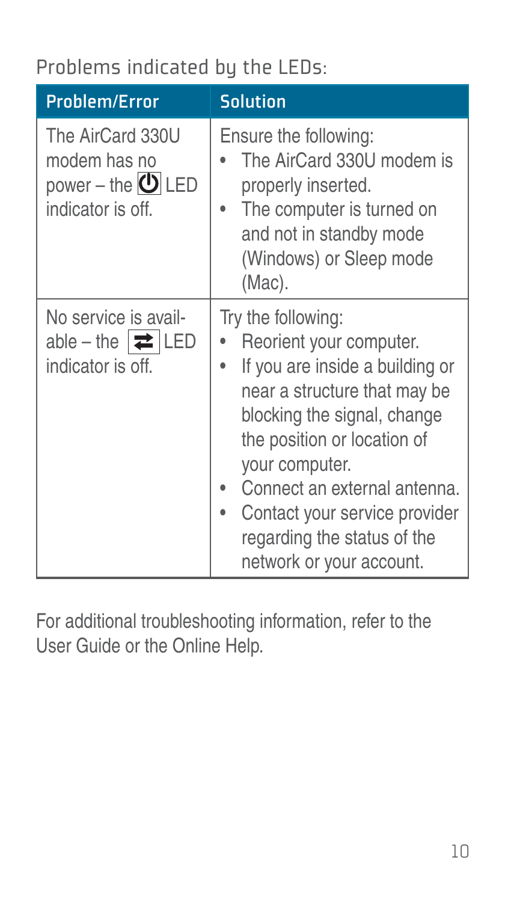## Problems indicated by the LEDs:

| Problem/Error | Solution |
| --- | --- |
| The AirCard 330U modem has no power – the ⏻ LED indicator is off. | Ensure the following:<br>• The AirCard 330U modem is properly inserted.<br>• The computer is turned on and not in standby mode (Windows) or Sleep mode (Mac). |
| No service is available – the ⇄ LED indicator is off. | Try the following:<br>• Reorient your computer.<br>• If you are inside a building or near a structure that may be blocking the signal, change the position or location of your computer.<br>• Connect an external antenna.<br>• Contact your service provider regarding the status of the network or your account. |

For additional troubleshooting information, refer to the User Guide or the Online Help.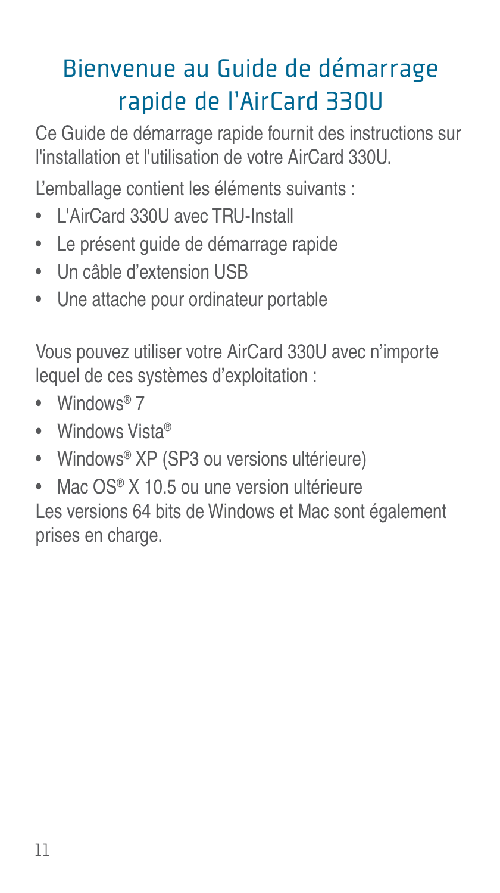# Bienvenue au Guide de démarrage rapide de l'AirCard 330U

Ce Guide de démarrage rapide fournit des instructions sur l'installation et l'utilisation de votre AirCard 330U.

L'emballage contient les éléments suivants :

- L'AirCard 330U avec TRU-Install
- Le présent guide de démarrage rapide
- Un câble d'extension USB
- Une attache pour ordinateur portable

Vous pouvez utiliser votre AirCard 330U avec n'importe lequel de ces systèmes d'exploitation :

- Windows® 7
- Windows Vista®
- Windows® XP (SP3 ou versions ultérieure)
- Mac OS® X 10.5 ou une version ultérieure

Les versions 64 bits de Windows et Mac sont également prises en charge.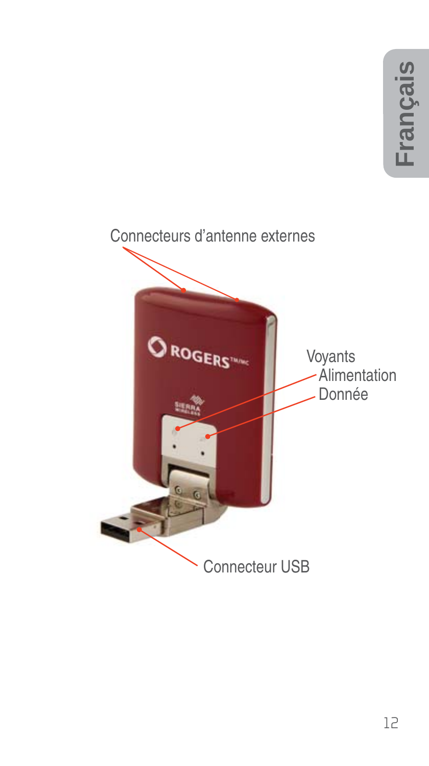Connecteurs d'antenne externes

Voyants

Alimentation

Donnée

Connecteur USB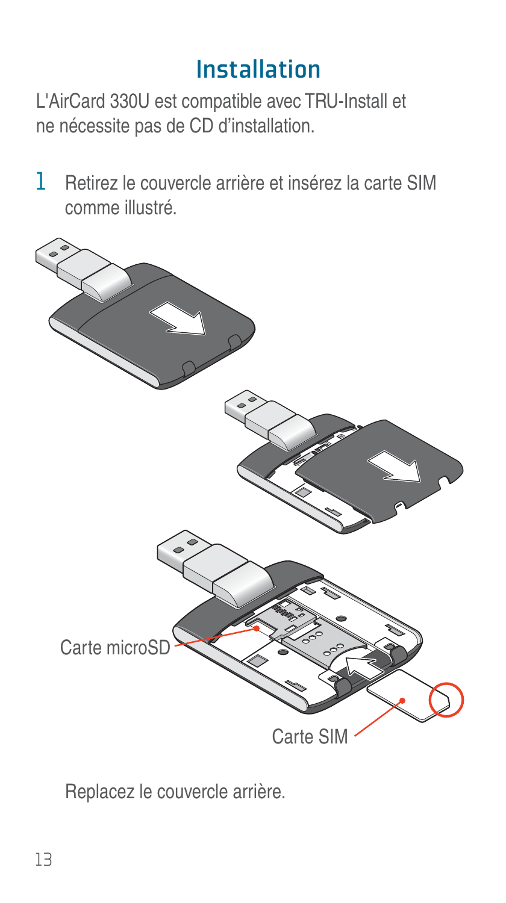# Installation

L'AirCard 330U est compatible avec TRU-Install et ne nécessite pas de CD d'installation.

1 Retirez le couvercle arrière et insérez la carte SIM comme illustré.

Carte microSD

Carte SIM

Replacez le couvercle arrière.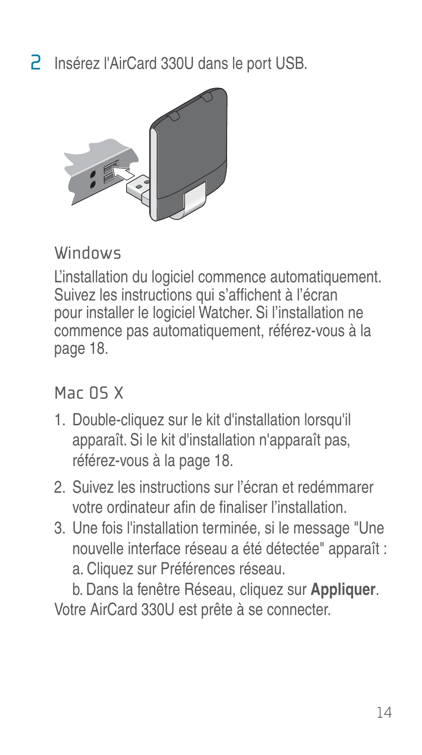2 Insérez l'AirCard 330U dans le port USB.

## Windows

L'installation du logiciel commence automatiquement. Suivez les instructions qui s'affichent à l'écran pour installer le logiciel Watcher. Si l'installation ne commence pas automatiquement, référez-vous à la page 18.

## Mac OS X

1. Double-cliquez sur le kit d'installation lorsqu'il apparaît. Si le kit d'installation n'apparaît pas, référez-vous à la page 18.
2. Suivez les instructions sur l'écran et redémmarer votre ordinateur afin de finaliser l'installation.
3. Une fois l'installation terminée, si le message "Une nouvelle interface réseau a été détectée" apparaît :
   a. Cliquez sur Préférences réseau.
   b. Dans la fenêtre Réseau, cliquez sur **Appliquer**.

Votre AirCard 330U est prête à se connecter.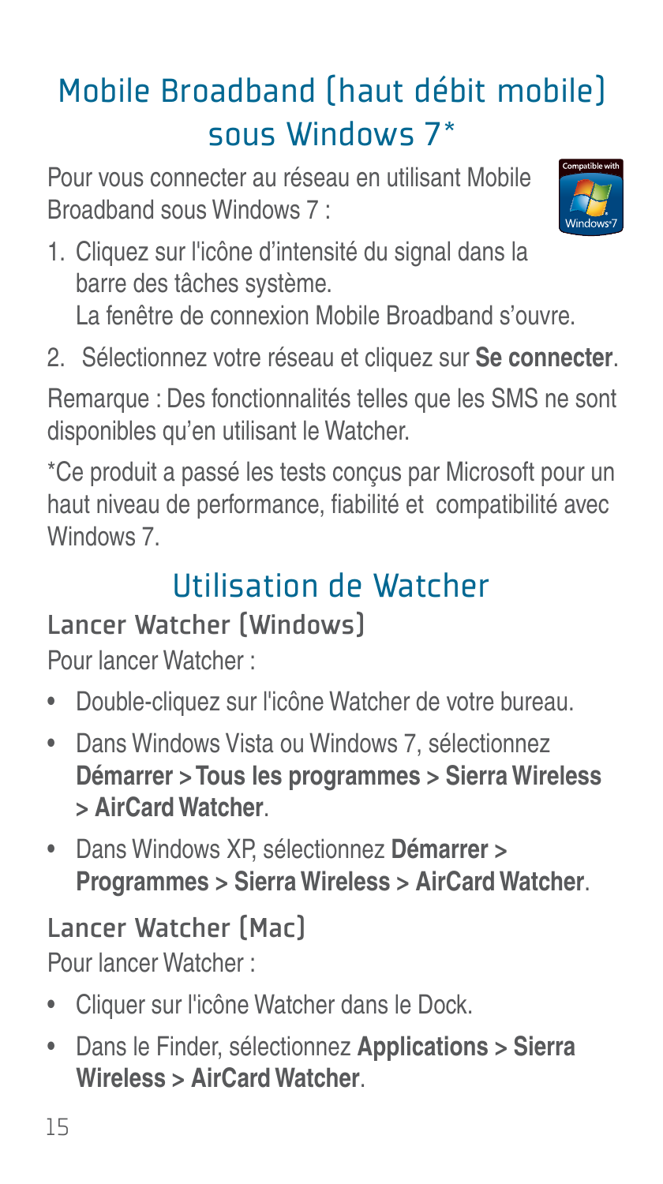# Mobile Broadband (haut débit mobile) sous Windows 7*

Pour vous connecter au réseau en utilisant Mobile Broadband sous Windows 7 :

1. Cliquez sur l'icône d'intensité du signal dans la barre des tâches système.
   La fenêtre de connexion Mobile Broadband s'ouvre.
2. Sélectionnez votre réseau et cliquez sur **Se connecter**.

Remarque : Des fonctionnalités telles que les SMS ne sont disponibles qu'en utilisant le Watcher.

*Ce produit a passé les tests conçus par Microsoft pour un haut niveau de performance, fiabilité et compatibilité avec Windows 7.

# Utilisation de Watcher

## Lancer Watcher (Windows)

Pour lancer Watcher :

- Double-cliquez sur l'icône Watcher de votre bureau.
- Dans Windows Vista ou Windows 7, sélectionnez **Démarrer > Tous les programmes > Sierra Wireless > AirCard Watcher**.
- Dans Windows XP, sélectionnez **Démarrer > Programmes > Sierra Wireless > AirCard Watcher**.

## Lancer Watcher (Mac)

Pour lancer Watcher :

- Cliquer sur l'icône Watcher dans le Dock.
- Dans le Finder, sélectionnez **Applications > Sierra Wireless > AirCard Watcher**.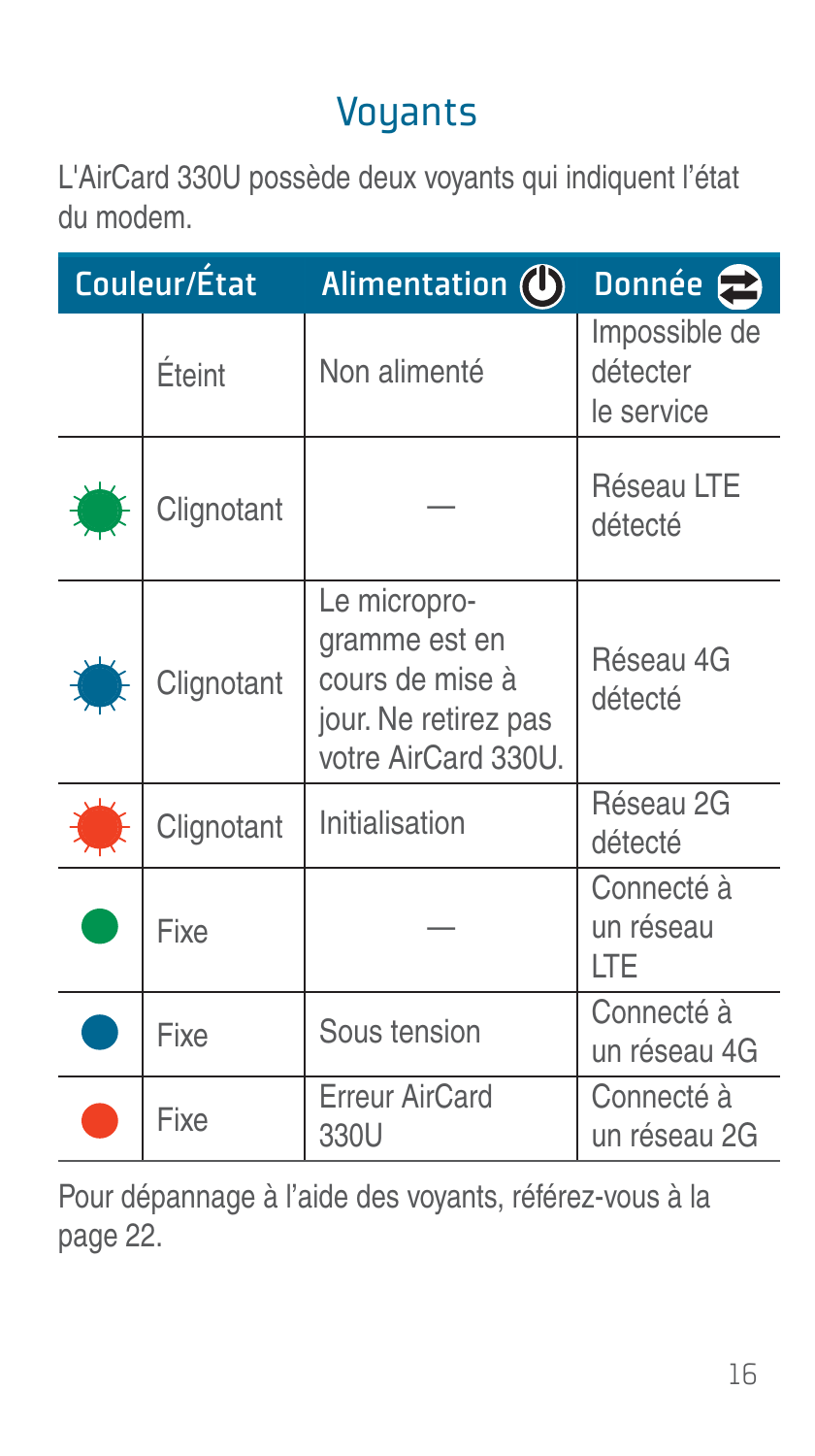## Voyants

L'AirCard 330U possède deux voyants qui indiquent l'état du modem.

| Couleur/État | | Alimentation | Donnée |
|---|---|---|---|
| | Éteint | Non alimenté | Impossible de détecter le service |
| Vert | Clignotant | — | Réseau LTE détecté |
| Bleu | Clignotant | Le microprogramme est en cours de mise à jour. Ne retirez pas votre AirCard 330U. | Réseau 4G détecté |
| Rouge | Clignotant | Initialisation | Réseau 2G détecté |
| Vert | Fixe | — | Connecté à un réseau LTE |
| Bleu | Fixe | Sous tension | Connecté à un réseau 4G |
| Rouge | Fixe | Erreur AirCard 330U | Connecté à un réseau 2G |

Pour dépannage à l'aide des voyants, référez-vous à la page 22.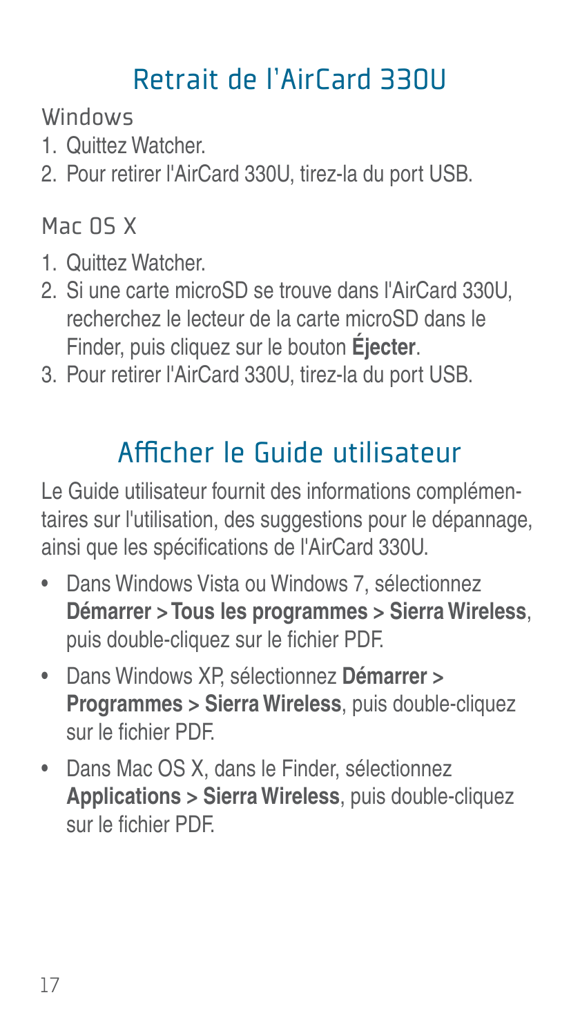## Retrait de l'AirCard 330U

### Windows

1. Quittez Watcher.
2. Pour retirer l'AirCard 330U, tirez-la du port USB.

### Mac OS X

1. Quittez Watcher.
2. Si une carte microSD se trouve dans l'AirCard 330U, recherchez le lecteur de la carte microSD dans le Finder, puis cliquez sur le bouton **Éjecter**.
3. Pour retirer l'AirCard 330U, tirez-la du port USB.

## Afficher le Guide utilisateur

Le Guide utilisateur fournit des informations complémentaires sur l'utilisation, des suggestions pour le dépannage, ainsi que les spécifications de l'AirCard 330U.

- Dans Windows Vista ou Windows 7, sélectionnez **Démarrer > Tous les programmes > Sierra Wireless**, puis double-cliquez sur le fichier PDF.
- Dans Windows XP, sélectionnez **Démarrer > Programmes > Sierra Wireless**, puis double-cliquez sur le fichier PDF.
- Dans Mac OS X, dans le Finder, sélectionnez **Applications > Sierra Wireless**, puis double-cliquez sur le fichier PDF.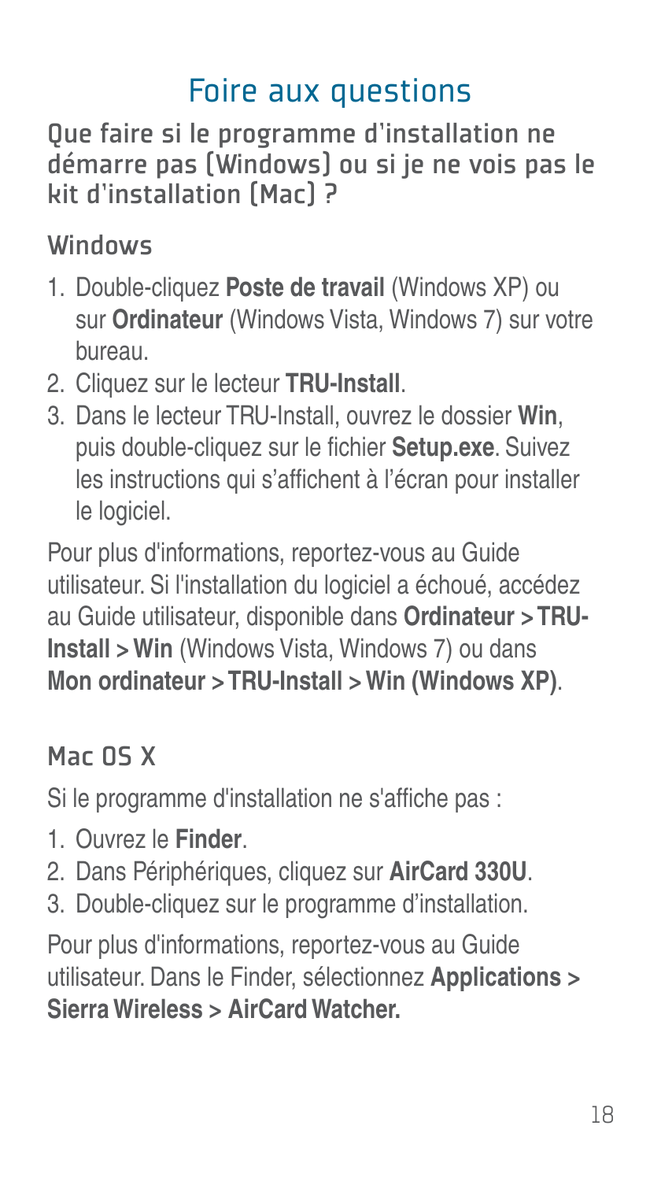# Foire aux questions

## Que faire si le programme d'installation ne démarre pas (Windows) ou si je ne vois pas le kit d'installation (Mac) ?

### Windows

1. Double-cliquez **Poste de travail** (Windows XP) ou sur **Ordinateur** (Windows Vista, Windows 7) sur votre bureau.
2. Cliquez sur le lecteur **TRU-Install**.
3. Dans le lecteur TRU-Install, ouvrez le dossier **Win**, puis double-cliquez sur le fichier **Setup.exe**. Suivez les instructions qui s'affichent à l'écran pour installer le logiciel.

Pour plus d'informations, reportez-vous au Guide utilisateur. Si l'installation du logiciel a échoué, accédez au Guide utilisateur, disponible dans **Ordinateur > TRU-Install > Win** (Windows Vista, Windows 7) ou dans **Mon ordinateur > TRU-Install > Win (Windows XP)**.

### Mac OS X

Si le programme d'installation ne s'affiche pas :

1. Ouvrez le **Finder**.
2. Dans Périphériques, cliquez sur **AirCard 330U**.
3. Double-cliquez sur le programme d'installation.

Pour plus d'informations, reportez-vous au Guide utilisateur. Dans le Finder, sélectionnez **Applications > Sierra Wireless > AirCard Watcher.**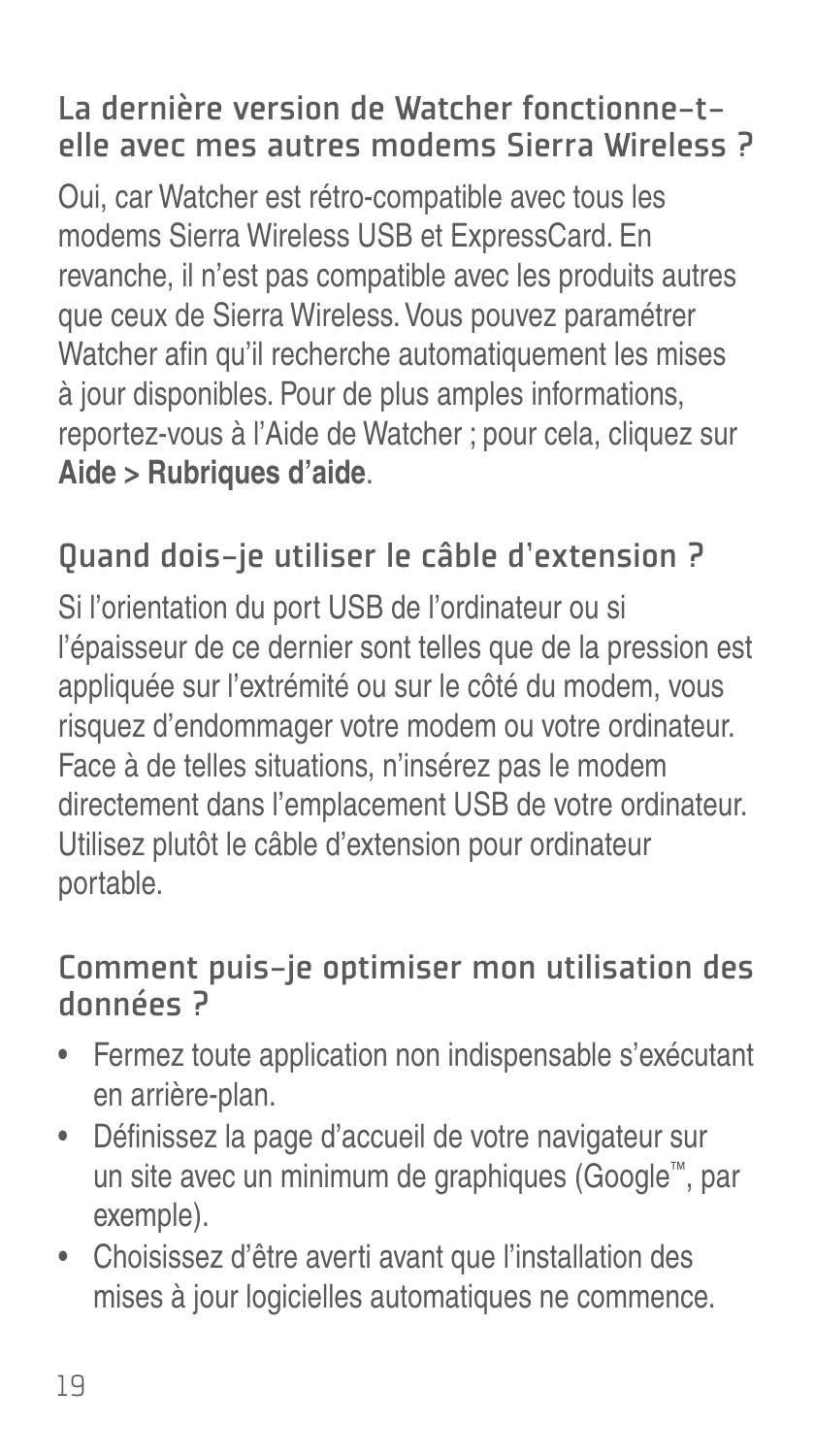## La dernière version de Watcher fonctionne-t-elle avec mes autres modems Sierra Wireless ?

Oui, car Watcher est rétro-compatible avec tous les modems Sierra Wireless USB et ExpressCard. En revanche, il n'est pas compatible avec les produits autres que ceux de Sierra Wireless. Vous pouvez paramétrer Watcher afin qu'il recherche automatiquement les mises à jour disponibles. Pour de plus amples informations, reportez-vous à l'Aide de Watcher ; pour cela, cliquez sur **Aide > Rubriques d'aide**.

## Quand dois-je utiliser le câble d'extension ?

Si l'orientation du port USB de l'ordinateur ou si l'épaisseur de ce dernier sont telles que de la pression est appliquée sur l'extrémité ou sur le côté du modem, vous risquez d'endommager votre modem ou votre ordinateur. Face à de telles situations, n'insérez pas le modem directement dans l'emplacement USB de votre ordinateur. Utilisez plutôt le câble d'extension pour ordinateur portable.

## Comment puis-je optimiser mon utilisation des données ?

- Fermez toute application non indispensable s'exécutant en arrière-plan.
- Définissez la page d'accueil de votre navigateur sur un site avec un minimum de graphiques (Google™, par exemple).
- Choisissez d'être averti avant que l'installation des mises à jour logicielles automatiques ne commence.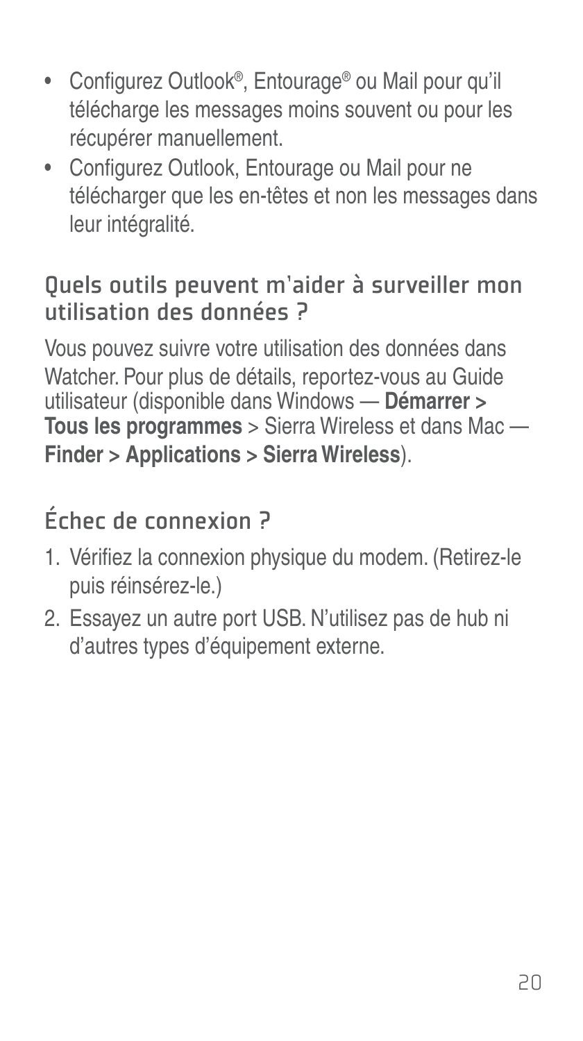- Configurez Outlook®, Entourage® ou Mail pour qu'il télécharge les messages moins souvent ou pour les récupérer manuellement.
- Configurez Outlook, Entourage ou Mail pour ne télécharger que les en-têtes et non les messages dans leur intégralité.

## Quels outils peuvent m'aider à surveiller mon utilisation des données ?

Vous pouvez suivre votre utilisation des données dans Watcher. Pour plus de détails, reportez-vous au Guide utilisateur (disponible dans Windows — **Démarrer > Tous les programmes** > Sierra Wireless et dans Mac — **Finder > Applications > Sierra Wireless**).

## Échec de connexion ?

1. Vérifiez la connexion physique du modem. (Retirez-le puis réinsérez-le.)
2. Essayez un autre port USB. N'utilisez pas de hub ni d'autres types d'équipement externe.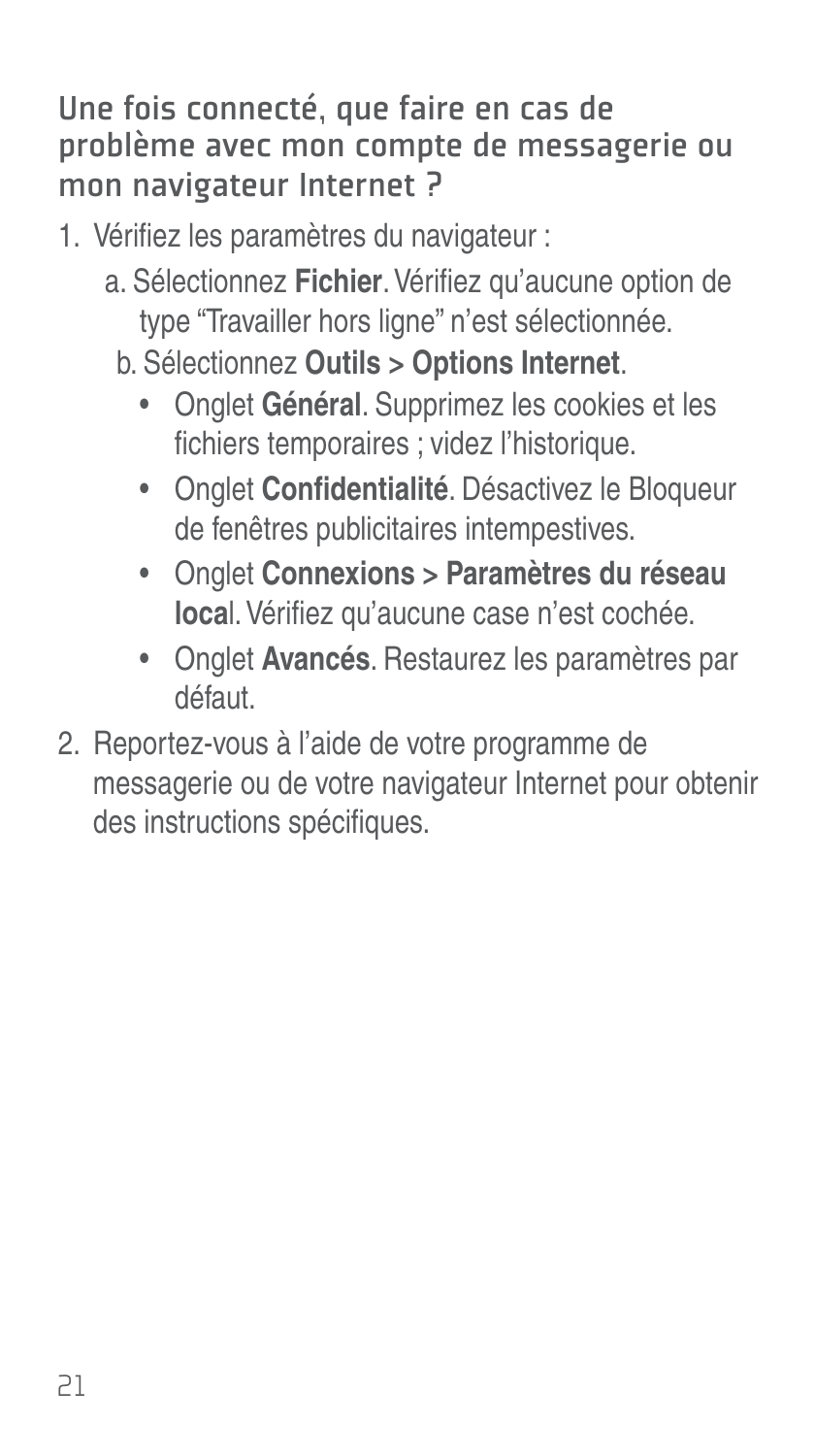## Une fois connecté, que faire en cas de problème avec mon compte de messagerie ou mon navigateur Internet ?

1. Vérifiez les paramètres du navigateur :
   a. Sélectionnez **Fichier**. Vérifiez qu'aucune option de type "Travailler hors ligne" n'est sélectionnée.
   b. Sélectionnez **Outils > Options Internet**.
      - Onglet **Général**. Supprimez les cookies et les fichiers temporaires ; videz l'historique.
      - Onglet **Confidentialité**. Désactivez le Bloqueur de fenêtres publicitaires intempestives.
      - Onglet **Connexions > Paramètres du réseau local**. Vérifiez qu'aucune case n'est cochée.
      - Onglet **Avancés**. Restaurez les paramètres par défaut.
2. Reportez-vous à l'aide de votre programme de messagerie ou de votre navigateur Internet pour obtenir des instructions spécifiques.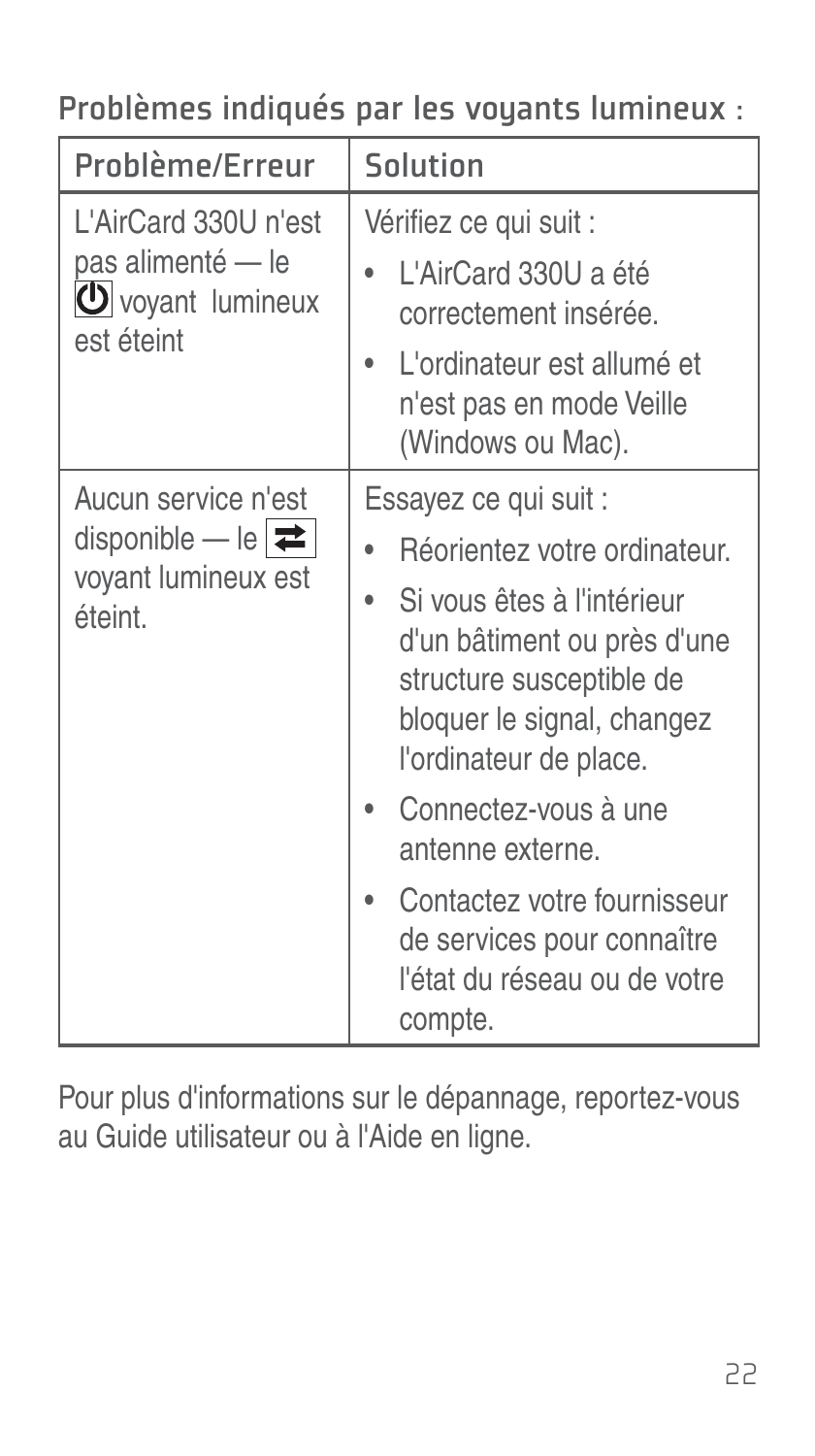## Problèmes indiqués par les voyants lumineux :

| Problème/Erreur | Solution |
| --- | --- |
| L'AirCard 330U n'est pas alimenté — le ⏻ voyant lumineux est éteint | Vérifiez ce qui suit :<br>• L'AirCard 330U a été correctement insérée.<br>• L'ordinateur est allumé et n'est pas en mode Veille (Windows ou Mac). |
| Aucun service n'est disponible — le ⇄ voyant lumineux est éteint. | Essayez ce qui suit :<br>• Réorientez votre ordinateur.<br>• Si vous êtes à l'intérieur d'un bâtiment ou près d'une structure susceptible de bloquer le signal, changez l'ordinateur de place.<br>• Connectez-vous à une antenne externe.<br>• Contactez votre fournisseur de services pour connaître l'état du réseau ou de votre compte. |

Pour plus d'informations sur le dépannage, reportez-vous au Guide utilisateur ou à l'Aide en ligne.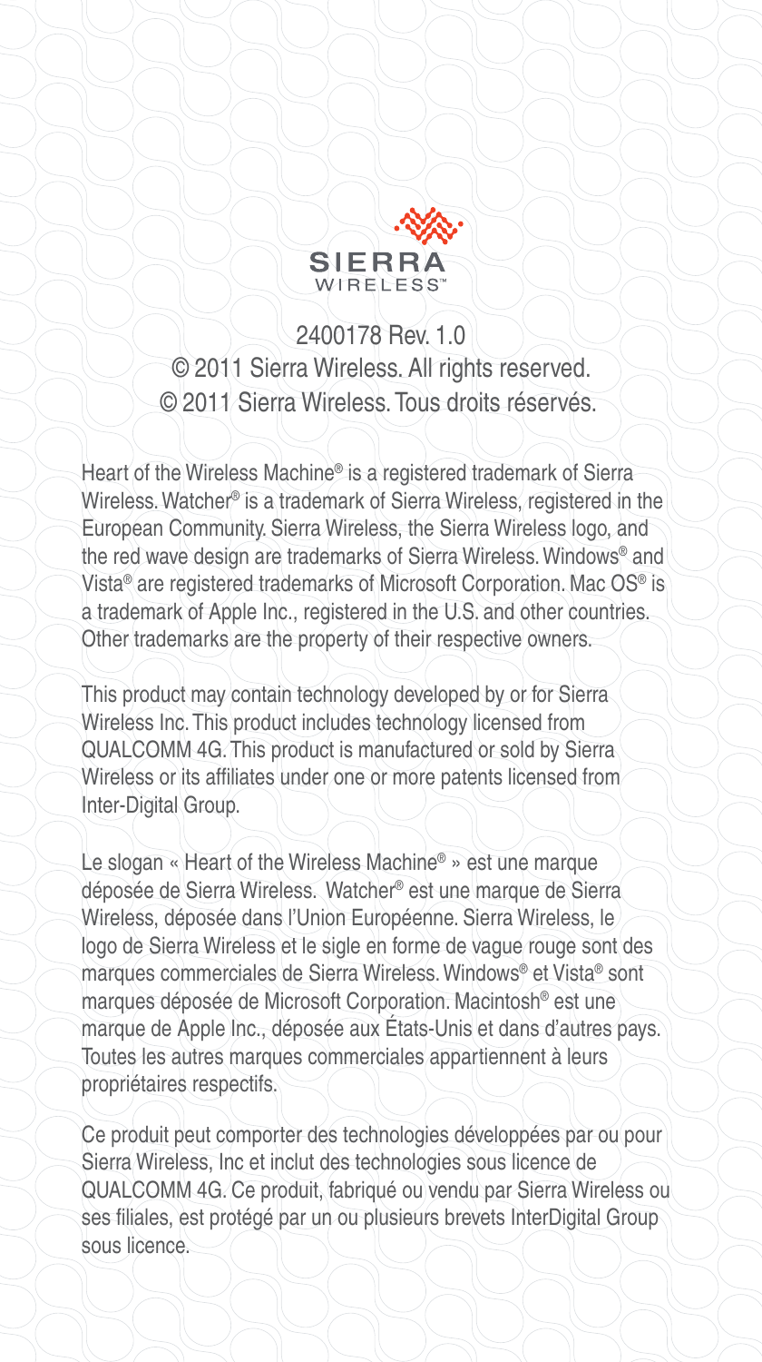SIERRA WIRELESS™

2400178 Rev. 1.0

© 2011 Sierra Wireless. All rights reserved.

© 2011 Sierra Wireless. Tous droits réservés.

Heart of the Wireless Machine® is a registered trademark of Sierra Wireless. Watcher® is a trademark of Sierra Wireless, registered in the European Community. Sierra Wireless, the Sierra Wireless logo, and the red wave design are trademarks of Sierra Wireless. Windows® and Vista® are registered trademarks of Microsoft Corporation. Mac OS® is a trademark of Apple Inc., registered in the U.S. and other countries. Other trademarks are the property of their respective owners.

This product may contain technology developed by or for Sierra Wireless Inc. This product includes technology licensed from QUALCOMM 4G. This product is manufactured or sold by Sierra Wireless or its affiliates under one or more patents licensed from Inter-Digital Group.

Le slogan « Heart of the Wireless Machine® » est une marque déposée de Sierra Wireless. Watcher® est une marque de Sierra Wireless, déposée dans l'Union Européenne. Sierra Wireless, le logo de Sierra Wireless et le sigle en forme de vague rouge sont des marques commerciales de Sierra Wireless. Windows® et Vista® sont marques déposée de Microsoft Corporation. Macintosh® est une marque de Apple Inc., déposée aux États-Unis et dans d'autres pays. Toutes les autres marques commerciales appartiennent à leurs propriétaires respectifs.

Ce produit peut comporter des technologies développées par ou pour Sierra Wireless, Inc et inclut des technologies sous licence de QUALCOMM 4G. Ce produit, fabriqué ou vendu par Sierra Wireless ou ses filiales, est protégé par un ou plusieurs brevets InterDigital Group sous licence.